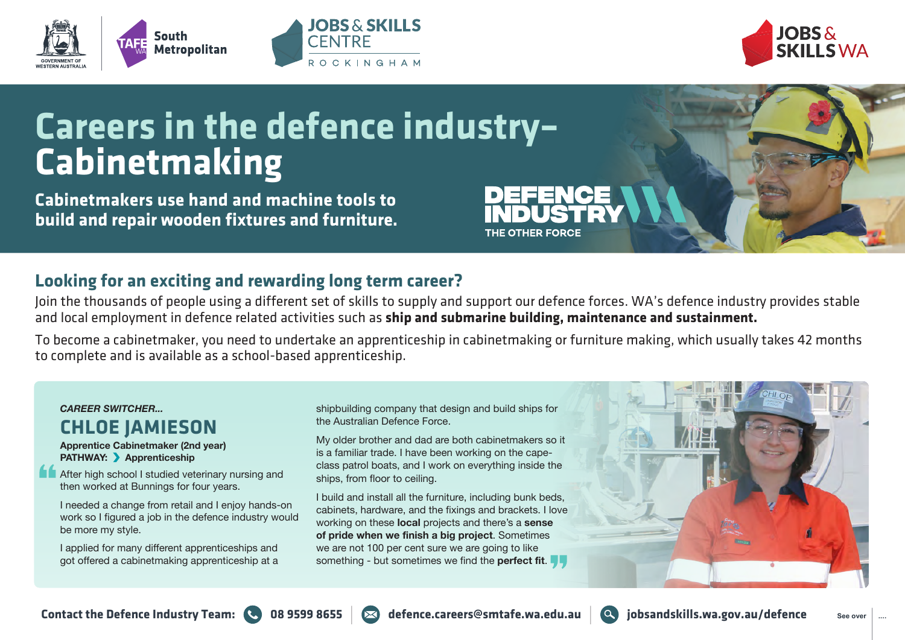# Careers in the defence industry– Cabinetmaking

**Cabinetmakers use hand and machine tools to build and repair wooden fixtures and furniture.**

DEFENCE INDUSTRY
THE OTHER FORCE

## Looking for an exciting and rewarding long term career?

Join the thousands of people using a different set of skills to supply and support our defence forces. WA's defence industry provides stable and local employment in defence related activities such as **ship and submarine building, maintenance and sustainment.**

To become a cabinetmaker, you need to undertake an apprenticeship in cabinetmaking or furniture making, which usually takes 42 months to complete and is available as a school-based apprenticeship.

***CAREER SWITCHER...***

### CHLOE JAMIESON

**Apprentice Cabinetmaker (2nd year)**
**PATHWAY: › Apprenticeship**

"After high school I studied veterinary nursing and then worked at Bunnings for four years.

I needed a change from retail and I enjoy hands-on work so I figured a job in the defence industry would be more my style.

I applied for many different apprenticeships and got offered a cabinetmaking apprenticeship at a shipbuilding company that design and build ships for the Australian Defence Force.

My older brother and dad are both cabinetmakers so it is a familiar trade. I have been working on the cape-class patrol boats, and I work on everything inside the ships, from floor to ceiling.

I build and install all the furniture, including bunk beds, cabinets, hardware, and the fixings and brackets. I love working on these **local** projects and there's a **sense of pride when we finish a big project**. Sometimes we are not 100 per cent sure we are going to like something - but sometimes we find the **perfect fit**."

**Contact the Defence Industry Team:** **08 9599 8655** | **defence.careers@smtafe.wa.edu.au** | **jobsandskills.wa.gov.au/defence**

See over ....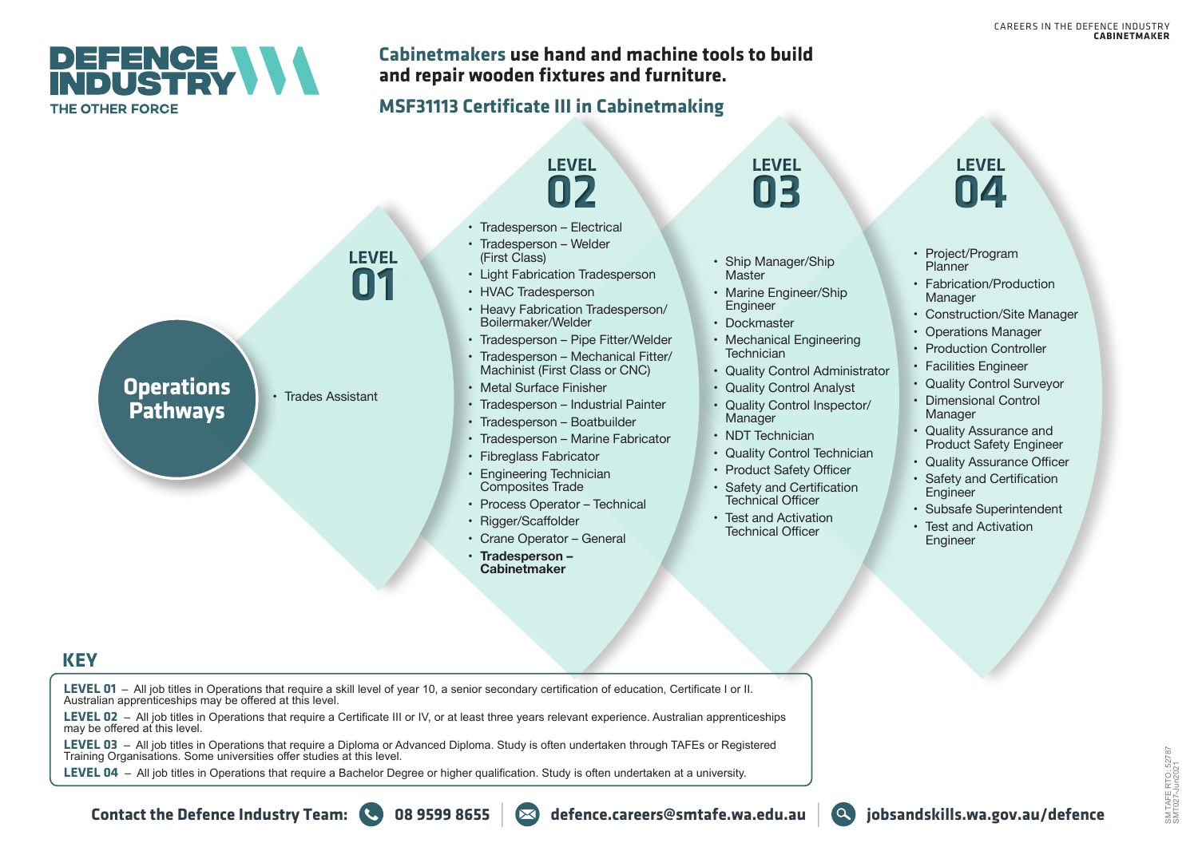# DEFENCE INDUSTRY – THE OTHER FORCE

CAREERS IN THE DEFENCE INDUSTRY
**CABINETMAKER**

**Cabinetmakers use hand and machine tools to build and repair wooden fixtures and furniture.**

## MSF31113 Certificate III in Cabinetmaking

## Operations Pathways

### LEVEL 01

- Trades Assistant

### LEVEL 02

- Tradesperson – Electrical
- Tradesperson – Welder (First Class)
- Light Fabrication Tradesperson
- HVAC Tradesperson
- Heavy Fabrication Tradesperson/ Boilermaker/Welder
- Tradesperson – Pipe Fitter/Welder
- Tradesperson – Mechanical Fitter/ Machinist (First Class or CNC)
- Metal Surface Finisher
- Tradesperson – Industrial Painter
- Tradesperson – Boatbuilder
- Tradesperson – Marine Fabricator
- Fibreglass Fabricator
- Engineering Technician Composites Trade
- Process Operator – Technical
- Rigger/Scaffolder
- Crane Operator – General
- **Tradesperson – Cabinetmaker**

### LEVEL 03

- Ship Manager/Ship Master
- Marine Engineer/Ship Engineer
- Dockmaster
- Mechanical Engineering Technician
- Quality Control Administrator
- Quality Control Analyst
- Quality Control Inspector/ Manager
- NDT Technician
- Quality Control Technician
- Product Safety Officer
- Safety and Certification Technical Officer
- Test and Activation Technical Officer

### LEVEL 04

- Project/Program Planner
- Fabrication/Production Manager
- Construction/Site Manager
- Operations Manager
- Production Controller
- Facilities Engineer
- Quality Control Surveyor
- Dimensional Control Manager
- Quality Assurance and Product Safety Engineer
- Quality Assurance Officer
- Safety and Certification Engineer
- Subsafe Superintendent
- Test and Activation Engineer

## KEY

**LEVEL 01** – All job titles in Operations that require a skill level of year 10, a senior secondary certification of education, Certificate I or II. Australian apprenticeships may be offered at this level.

**LEVEL 02** – All job titles in Operations that require a Certificate III or IV, or at least three years relevant experience. Australian apprenticeships may be offered at this level.

**LEVEL 03** – All job titles in Operations that require a Diploma or Advanced Diploma. Study is often undertaken through TAFEs or Registered Training Organisations. Some universities offer studies at this level.

**LEVEL 04** – All job titles in Operations that require a Bachelor Degree or higher qualification. Study is often undertaken at a university.

**Contact the Defence Industry Team:** 08 9599 8655 | defence.careers@smtafe.wa.edu.au | jobsandskills.wa.gov.au/defence

SM TAFE RTO: 52787
SMT027-Jun2021